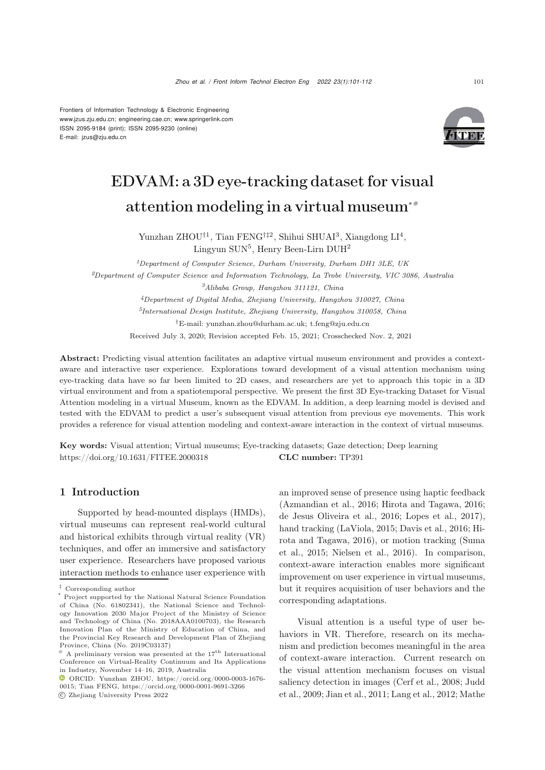Frontiers of Information Technology & Electronic Engineering
www.jzus.zju.edu.cn; engineering.cae.cn; www.springerlink.com
ISSN 2095-9184 (print); ISSN 2095-9230 (online)
E-mail: jzus@zju.edu.cn

# EDVAM: a 3D eye-tracking dataset for visual attention modeling in a virtual museum[*,#]

Yunzhan ZHOU[†1], Tian FENG[†‡2], Shihui SHUAI[3], Xiangdong LI[4], Lingyun SUN[5], Henry Been-Lirn DUH[2]

[1]*Department of Computer Science, Durham University, Durham DH1 3LE, UK*

[2]*Department of Computer Science and Information Technology, La Trobe University, VIC 3086, Australia*

[3]*Alibaba Group, Hangzhou 311121, China*

[4]*Department of Digital Media, Zhejiang University, Hangzhou 310027, China*

[5]*International Design Institute, Zhejiang University, Hangzhou 310058, China*

[†]E-mail: yunzhan.zhou@durham.ac.uk; t.feng@zju.edu.cn

Received July 3, 2020; Revision accepted Feb. 15, 2021; Crosschecked Nov. 2, 2021

**Abstract:** Predicting visual attention facilitates an adaptive virtual museum environment and provides a context-aware and interactive user experience. Explorations toward development of a visual attention mechanism using eye-tracking data have so far been limited to 2D cases, and researchers are yet to approach this topic in a 3D virtual environment and from a spatiotemporal perspective. We present the first 3D Eye-tracking Dataset for Visual Attention modeling in a virtual Museum, known as the EDVAM. In addition, a deep learning model is devised and tested with the EDVAM to predict a user's subsequent visual attention from previous eye movements. This work provides a reference for visual attention modeling and context-aware interaction in the context of virtual museums.

**Key words:** Visual attention; Virtual museums; Eye-tracking datasets; Gaze detection; Deep learning
https://doi.org/10.1631/FITEE.2000318 **CLC number:** TP391

## 1 Introduction

Supported by head-mounted displays (HMDs), virtual museums can represent real-world cultural and historical exhibits through virtual reality (VR) techniques, and offer an immersive and satisfactory user experience. Researchers have proposed various interaction methods to enhance user experience with an improved sense of presence using haptic feedback (Azmandian et al., 2016; Hirota and Tagawa, 2016; de Jesus Oliveira et al., 2016; Lopes et al., 2017), hand tracking (LaViola, 2015; Davis et al., 2016; Hirota and Tagawa, 2016), or motion tracking (Suma et al., 2015; Nielsen et al., 2016). In comparison, context-aware interaction enables more significant improvement on user experience in virtual museums, but it requires acquisition of user behaviors and the corresponding adaptations.

Visual attention is a useful type of user behaviors in VR. Therefore, research on its mechanism and prediction becomes meaningful in the area of context-aware interaction. Current research on the visual attention mechanism focuses on visual saliency detection in images (Cerf et al., 2008; Judd et al., 2009; Jian et al., 2011; Lang et al., 2012; Mathe

---

[‡] Corresponding author

[*] Project supported by the National Natural Science Foundation of China (No. 61802341), the National Science and Technology Innovation 2030 Major Project of the Ministry of Science and Technology of China (No. 2018AAA0100703), the Research Innovation Plan of the Ministry of Education of China, and the Provincial Key Research and Development Plan of Zhejiang Province, China (No. 2019C03137)

[#] A preliminary version was presented at the 17[th] International Conference on Virtual-Reality Continuum and Its Applications in Industry, November 14–16, 2019, Australia

ORCID: Yunzhan ZHOU, https://orcid.org/0000-0003-1676-0015; Tian FENG, https://orcid.org/0000-0001-9691-3266

© Zhejiang University Press 2022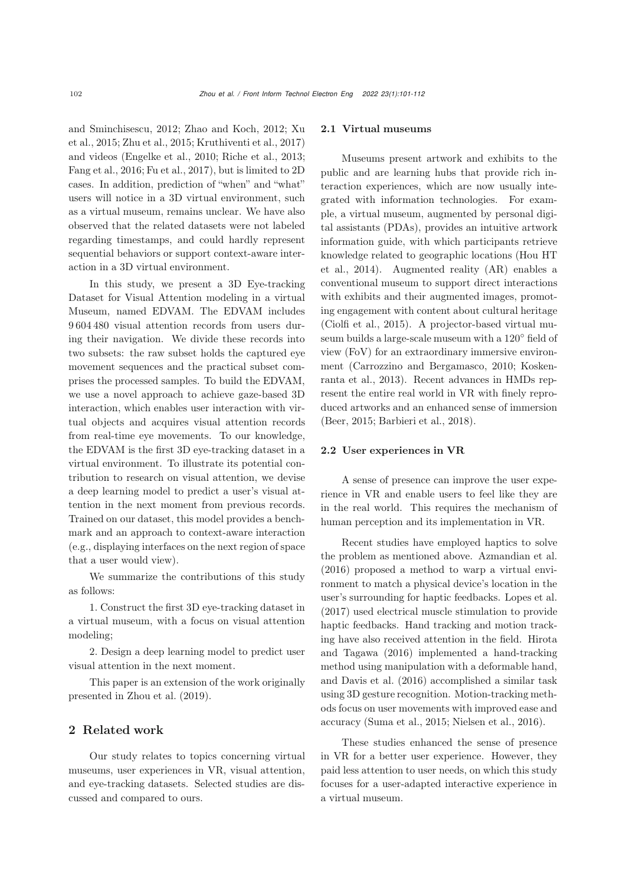and Sminchisescu, 2012; Zhao and Koch, 2012; Xu et al., 2015; Zhu et al., 2015; Kruthiventi et al., 2017) and videos (Engelke et al., 2010; Riche et al., 2013; Fang et al., 2016; Fu et al., 2017), but is limited to 2D cases. In addition, prediction of "when" and "what" users will notice in a 3D virtual environment, such as a virtual museum, remains unclear. We have also observed that the related datasets were not labeled regarding timestamps, and could hardly represent sequential behaviors or support context-aware interaction in a 3D virtual environment.

In this study, we present a 3D Eye-tracking Dataset for Visual Attention modeling in a virtual Museum, named EDVAM. The EDVAM includes 9 604 480 visual attention records from users during their navigation. We divide these records into two subsets: the raw subset holds the captured eye movement sequences and the practical subset comprises the processed samples. To build the EDVAM, we use a novel approach to achieve gaze-based 3D interaction, which enables user interaction with virtual objects and acquires visual attention records from real-time eye movements. To our knowledge, the EDVAM is the first 3D eye-tracking dataset in a virtual environment. To illustrate its potential contribution to research on visual attention, we devise a deep learning model to predict a user's visual attention in the next moment from previous records. Trained on our dataset, this model provides a benchmark and an approach to context-aware interaction (e.g., displaying interfaces on the next region of space that a user would view).

We summarize the contributions of this study as follows:

1. Construct the first 3D eye-tracking dataset in a virtual museum, with a focus on visual attention modeling;

2. Design a deep learning model to predict user visual attention in the next moment.

This paper is an extension of the work originally presented in Zhou et al. (2019).

## 2 Related work

Our study relates to topics concerning virtual museums, user experiences in VR, visual attention, and eye-tracking datasets. Selected studies are discussed and compared to ours.

### 2.1 Virtual museums

Museums present artwork and exhibits to the public and are learning hubs that provide rich interaction experiences, which are now usually integrated with information technologies. For example, a virtual museum, augmented by personal digital assistants (PDAs), provides an intuitive artwork information guide, with which participants retrieve knowledge related to geographic locations (Hou HT et al., 2014). Augmented reality (AR) enables a conventional museum to support direct interactions with exhibits and their augmented images, promoting engagement with content about cultural heritage (Ciolfi et al., 2015). A projector-based virtual museum builds a large-scale museum with a 120° field of view (FoV) for an extraordinary immersive environment (Carrozzino and Bergamasco, 2010; Koskenranta et al., 2013). Recent advances in HMDs represent the entire real world in VR with finely reproduced artworks and an enhanced sense of immersion (Beer, 2015; Barbieri et al., 2018).

### 2.2 User experiences in VR

A sense of presence can improve the user experience in VR and enable users to feel like they are in the real world. This requires the mechanism of human perception and its implementation in VR.

Recent studies have employed haptics to solve the problem as mentioned above. Azmandian et al. (2016) proposed a method to warp a virtual environment to match a physical device's location in the user's surrounding for haptic feedbacks. Lopes et al. (2017) used electrical muscle stimulation to provide haptic feedbacks. Hand tracking and motion tracking have also received attention in the field. Hirota and Tagawa (2016) implemented a hand-tracking method using manipulation with a deformable hand, and Davis et al. (2016) accomplished a similar task using 3D gesture recognition. Motion-tracking methods focus on user movements with improved ease and accuracy (Suma et al., 2015; Nielsen et al., 2016).

These studies enhanced the sense of presence in VR for a better user experience. However, they paid less attention to user needs, on which this study focuses for a user-adapted interactive experience in a virtual museum.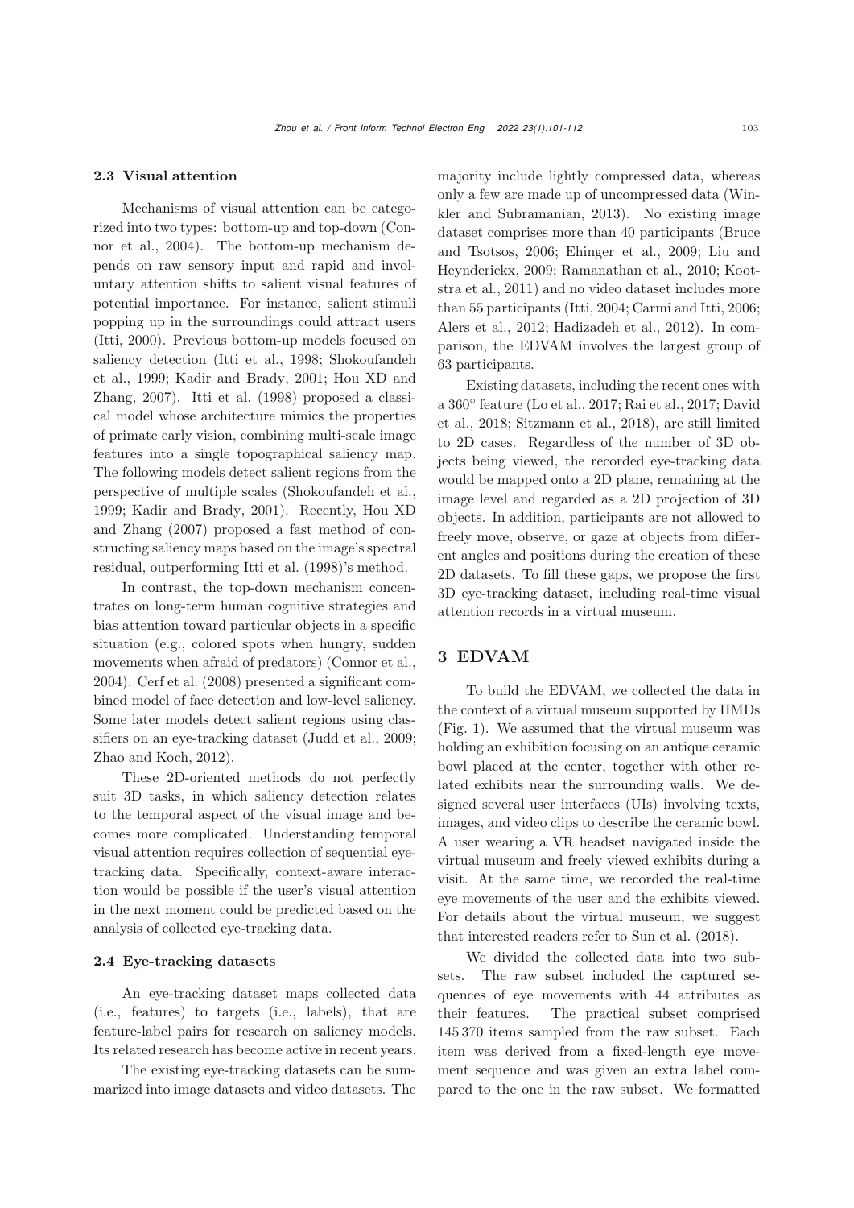### 2.3 Visual attention

Mechanisms of visual attention can be categorized into two types: bottom-up and top-down (Connor et al., 2004). The bottom-up mechanism depends on raw sensory input and rapid and involuntary attention shifts to salient visual features of potential importance. For instance, salient stimuli popping up in the surroundings could attract users (Itti, 2000). Previous bottom-up models focused on saliency detection (Itti et al., 1998; Shokoufandeh et al., 1999; Kadir and Brady, 2001; Hou XD and Zhang, 2007). Itti et al. (1998) proposed a classical model whose architecture mimics the properties of primate early vision, combining multi-scale image features into a single topographical saliency map. The following models detect salient regions from the perspective of multiple scales (Shokoufandeh et al., 1999; Kadir and Brady, 2001). Recently, Hou XD and Zhang (2007) proposed a fast method of constructing saliency maps based on the image's spectral residual, outperforming Itti et al. (1998)'s method.

In contrast, the top-down mechanism concentrates on long-term human cognitive strategies and bias attention toward particular objects in a specific situation (e.g., colored spots when hungry, sudden movements when afraid of predators) (Connor et al., 2004). Cerf et al. (2008) presented a significant combined model of face detection and low-level saliency. Some later models detect salient regions using classifiers on an eye-tracking dataset (Judd et al., 2009; Zhao and Koch, 2012).

These 2D-oriented methods do not perfectly suit 3D tasks, in which saliency detection relates to the temporal aspect of the visual image and becomes more complicated. Understanding temporal visual attention requires collection of sequential eye-tracking data. Specifically, context-aware interaction would be possible if the user's visual attention in the next moment could be predicted based on the analysis of collected eye-tracking data.

### 2.4 Eye-tracking datasets

An eye-tracking dataset maps collected data (i.e., features) to targets (i.e., labels), that are feature-label pairs for research on saliency models. Its related research has become active in recent years.

The existing eye-tracking datasets can be summarized into image datasets and video datasets. The majority include lightly compressed data, whereas only a few are made up of uncompressed data (Winkler and Subramanian, 2013). No existing image dataset comprises more than 40 participants (Bruce and Tsotsos, 2006; Ehinger et al., 2009; Liu and Heynderickx, 2009; Ramanathan et al., 2010; Kootstra et al., 2011) and no video dataset includes more than 55 participants (Itti, 2004; Carmi and Itti, 2006; Alers et al., 2012; Hadizadeh et al., 2012). In comparison, the EDVAM involves the largest group of 63 participants.

Existing datasets, including the recent ones with a 360° feature (Lo et al., 2017; Rai et al., 2017; David et al., 2018; Sitzmann et al., 2018), are still limited to 2D cases. Regardless of the number of 3D objects being viewed, the recorded eye-tracking data would be mapped onto a 2D plane, remaining at the image level and regarded as a 2D projection of 3D objects. In addition, participants are not allowed to freely move, observe, or gaze at objects from different angles and positions during the creation of these 2D datasets. To fill these gaps, we propose the first 3D eye-tracking dataset, including real-time visual attention records in a virtual museum.

## 3 EDVAM

To build the EDVAM, we collected the data in the context of a virtual museum supported by HMDs (Fig. 1). We assumed that the virtual museum was holding an exhibition focusing on an antique ceramic bowl placed at the center, together with other related exhibits near the surrounding walls. We designed several user interfaces (UIs) involving texts, images, and video clips to describe the ceramic bowl. A user wearing a VR headset navigated inside the virtual museum and freely viewed exhibits during a visit. At the same time, we recorded the real-time eye movements of the user and the exhibits viewed. For details about the virtual museum, we suggest that interested readers refer to Sun et al. (2018).

We divided the collected data into two subsets. The raw subset included the captured sequences of eye movements with 44 attributes as their features. The practical subset comprised 145 370 items sampled from the raw subset. Each item was derived from a fixed-length eye movement sequence and was given an extra label compared to the one in the raw subset. We formatted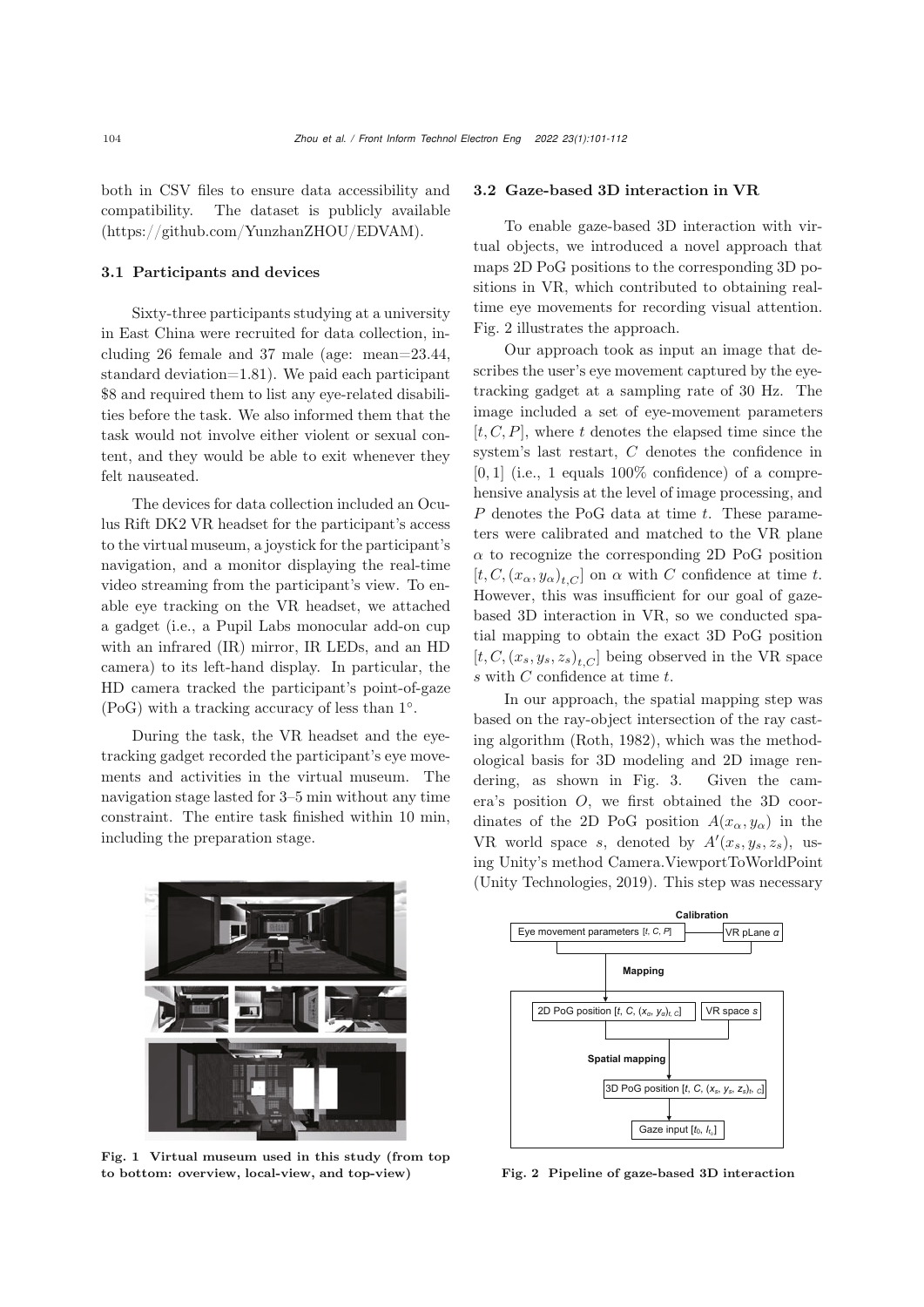both in CSV files to ensure data accessibility and compatibility. The dataset is publicly available (https://github.com/YunzhanZHOU/EDVAM).

### 3.1 Participants and devices

Sixty-three participants studying at a university in East China were recruited for data collection, including 26 female and 37 male (age: mean=23.44, standard deviation=1.81). We paid each participant \$8 and required them to list any eye-related disabilities before the task. We also informed them that the task would not involve either violent or sexual content, and they would be able to exit whenever they felt nauseated.

The devices for data collection included an Oculus Rift DK2 VR headset for the participant's access to the virtual museum, a joystick for the participant's navigation, and a monitor displaying the real-time video streaming from the participant's view. To enable eye tracking on the VR headset, we attached a gadget (i.e., a Pupil Labs monocular add-on cup with an infrared (IR) mirror, IR LEDs, and an HD camera) to its left-hand display. In particular, the HD camera tracked the participant's point-of-gaze (PoG) with a tracking accuracy of less than 1°.

During the task, the VR headset and the eye-tracking gadget recorded the participant's eye movements and activities in the virtual museum. The navigation stage lasted for 3–5 min without any time constraint. The entire task finished within 10 min, including the preparation stage.

**Fig. 1 Virtual museum used in this study (from top to bottom: overview, local-view, and top-view)**

### 3.2 Gaze-based 3D interaction in VR

To enable gaze-based 3D interaction with virtual objects, we introduced a novel approach that maps 2D PoG positions to the corresponding 3D positions in VR, which contributed to obtaining real-time eye movements for recording visual attention. Fig. 2 illustrates the approach.

Our approach took as input an image that describes the user's eye movement captured by the eye-tracking gadget at a sampling rate of 30 Hz. The image included a set of eye-movement parameters $[t, C, P]$, where $t$ denotes the elapsed time since the system's last restart, $C$ denotes the confidence in $[0, 1]$ (i.e., 1 equals 100% confidence) of a comprehensive analysis at the level of image processing, and $P$ denotes the PoG data at time $t$. These parameters were calibrated and matched to the VR plane $\alpha$ to recognize the corresponding 2D PoG position $[t, C, (x_\alpha, y_\alpha)_{t,C}]$ on $\alpha$ with $C$ confidence at time $t$. However, this was insufficient for our goal of gaze-based 3D interaction in VR, so we conducted spatial mapping to obtain the exact 3D PoG position $[t, C, (x_s, y_s, z_s)_{t,C}]$ being observed in the VR space $s$ with $C$ confidence at time $t$.

In our approach, the spatial mapping step was based on the ray-object intersection of the ray casting algorithm (Roth, 1982), which was the methodological basis for 3D modeling and 2D image rendering, as shown in Fig. 3. Given the camera's position $O$, we first obtained the 3D coordinates of the 2D PoG position $A(x_\alpha, y_\alpha)$ in the VR world space $s$, denoted by $A'(x_s, y_s, z_s)$, using Unity's method Camera.ViewportToWorldPoint (Unity Technologies, 2019). This step was necessary

**Fig. 2 Pipeline of gaze-based 3D interaction**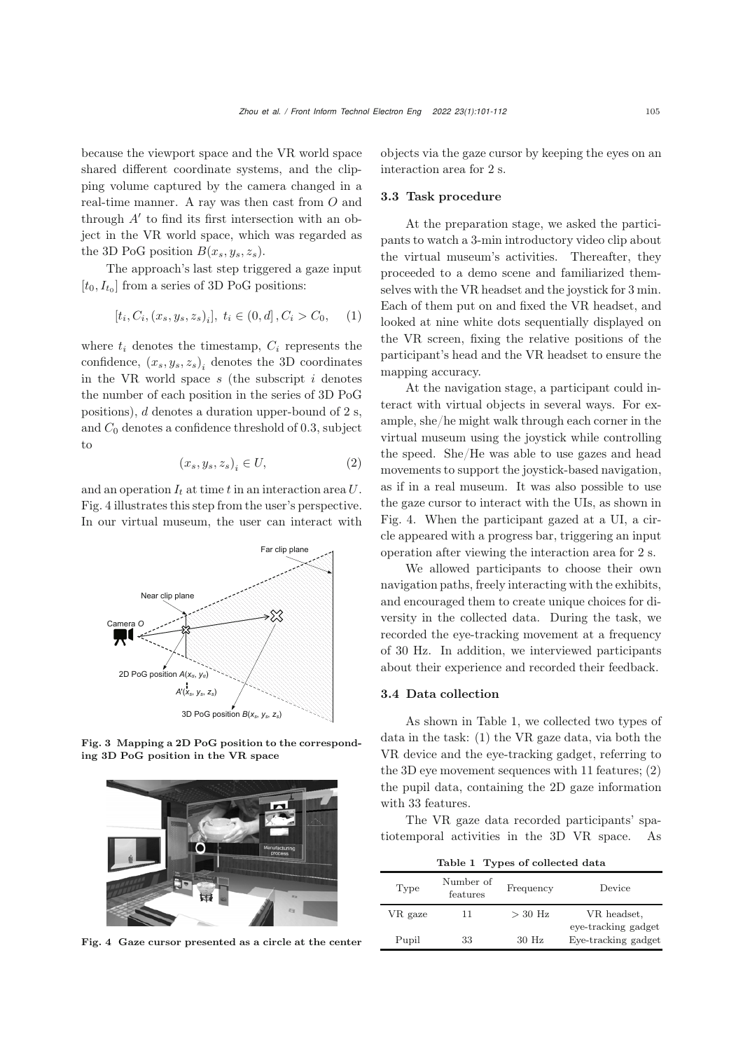because the viewport space and the VR world space shared different coordinate systems, and the clipping volume captured by the camera changed in a real-time manner. A ray was then cast from $O$ and through $A'$ to find its first intersection with an object in the VR world space, which was regarded as the 3D PoG position $B(x_s, y_s, z_s)$.

The approach's last step triggered a gaze input $[t_0, I_{t_0}]$ from a series of 3D PoG positions:

$$[t_i, C_i, (x_s, y_s, z_s)_i],\ t_i \in (0, d], C_i > C_0, \quad (1)$$

where $t_i$ denotes the timestamp, $C_i$ represents the confidence, $(x_s, y_s, z_s)_i$ denotes the 3D coordinates in the VR world space $s$ (the subscript $i$ denotes the number of each position in the series of 3D PoG positions), $d$ denotes a duration upper-bound of 2 s, and $C_0$ denotes a confidence threshold of 0.3, subject to

$$(x_s, y_s, z_s)_i \in U, \quad (2)$$

and an operation $I_t$ at time $t$ in an interaction area $U$. Fig. 4 illustrates this step from the user's perspective. In our virtual museum, the user can interact with objects via the gaze cursor by keeping the eyes on an interaction area for 2 s.

**Fig. 3 Mapping a 2D PoG position to the corresponding 3D PoG position in the VR space**

**Fig. 4 Gaze cursor presented as a circle at the center**

### 3.3 Task procedure

At the preparation stage, we asked the participants to watch a 3-min introductory video clip about the virtual museum's activities. Thereafter, they proceeded to a demo scene and familiarized themselves with the VR headset and the joystick for 3 min. Each of them put on and fixed the VR headset, and looked at nine white dots sequentially displayed on the VR screen, fixing the relative positions of the participant's head and the VR headset to ensure the mapping accuracy.

At the navigation stage, a participant could interact with virtual objects in several ways. For example, she/he might walk through each corner in the virtual museum using the joystick while controlling the speed. She/He was able to use gazes and head movements to support the joystick-based navigation, as if in a real museum. It was also possible to use the gaze cursor to interact with the UIs, as shown in Fig. 4. When the participant gazed at a UI, a circle appeared with a progress bar, triggering an input operation after viewing the interaction area for 2 s.

We allowed participants to choose their own navigation paths, freely interacting with the exhibits, and encouraged them to create unique choices for diversity in the collected data. During the task, we recorded the eye-tracking movement at a frequency of 30 Hz. In addition, we interviewed participants about their experience and recorded their feedback.

### 3.4 Data collection

As shown in Table 1, we collected two types of data in the task: (1) the VR gaze data, via both the VR device and the eye-tracking gadget, referring to the 3D eye movement sequences with 11 features; (2) the pupil data, containing the 2D gaze information with 33 features.

The VR gaze data recorded participants' spatiotemporal activities in the 3D VR space. As

**Table 1 Types of collected data**

| Type | Number of features | Frequency | Device |
|---|---|---|---|
| VR gaze | 11 | > 30 Hz | VR headset, eye-tracking gadget |
| Pupil | 33 | 30 Hz | Eye-tracking gadget |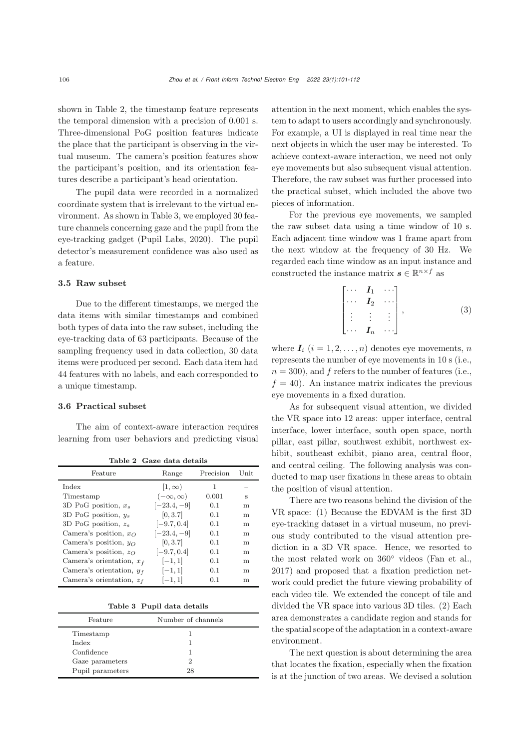shown in Table 2, the timestamp feature represents the temporal dimension with a precision of 0.001 s. Three-dimensional PoG position features indicate the place that the participant is observing in the virtual museum. The camera's position features show the participant's position, and its orientation features describe a participant's head orientation.

The pupil data were recorded in a normalized coordinate system that is irrelevant to the virtual environment. As shown in Table 3, we employed 30 feature channels concerning gaze and the pupil from the eye-tracking gadget (Pupil Labs, 2020). The pupil detector's measurement confidence was also used as a feature.

### 3.5 Raw subset

Due to the different timestamps, we merged the data items with similar timestamps and combined both types of data into the raw subset, including the eye-tracking data of 63 participants. Because of the sampling frequency used in data collection, 30 data items were produced per second. Each data item had 44 features with no labels, and each corresponded to a unique timestamp.

### 3.6 Practical subset

The aim of context-aware interaction requires learning from user behaviors and predicting visual attention in the next moment, which enables the system to adapt to users accordingly and synchronously. For example, a UI is displayed in real time near the next objects in which the user may be interested. To achieve context-aware interaction, we need not only eye movements but also subsequent visual attention. Therefore, the raw subset was further processed into the practical subset, which included the above two pieces of information.

**Table 2 Gaze data details**

| Feature | Range | Precision | Unit |
|---|---|---|---|
| Index | $[1, \infty)$ | 1 | – |
| Timestamp | $(-\infty, \infty)$ | 0.001 | s |
| 3D PoG position, $x_s$ | $[-23.4, -9]$ | 0.1 | m |
| 3D PoG position, $y_s$ | $[0, 3.7]$ | 0.1 | m |
| 3D PoG position, $z_s$ | $[-9.7, 0.4]$ | 0.1 | m |
| Camera's position, $x_O$ | $[-23.4, -9]$ | 0.1 | m |
| Camera's position, $y_O$ | $[0, 3.7]$ | 0.1 | m |
| Camera's position, $z_O$ | $[-9.7, 0.4]$ | 0.1 | m |
| Camera's orientation, $x_f$ | $[-1, 1]$ | 0.1 | m |
| Camera's orientation, $y_f$ | $[-1, 1]$ | 0.1 | m |
| Camera's orientation, $z_f$ | $[-1, 1]$ | 0.1 | m |

**Table 3 Pupil data details**

| Feature | Number of channels |
|---|---|
| Timestamp | 1 |
| Index | 1 |
| Confidence | 1 |
| Gaze parameters | 2 |
| Pupil parameters | 28 |

For the previous eye movements, we sampled the raw subset data using a time window of 10 s. Each adjacent time window was 1 frame apart from the next window at the frequency of 30 Hz. We regarded each time window as an input instance and constructed the instance matrix $\boldsymbol{s} \in \mathbb{R}^{n \times f}$ as

$$\begin{bmatrix} \cdots & \boldsymbol{I}_1 & \cdots \\ \cdots & \boldsymbol{I}_2 & \cdots \\ \vdots & \vdots & \vdots \\ \cdots & \boldsymbol{I}_n & \cdots \end{bmatrix}, \tag{3}$$

where $\boldsymbol{I}_i$ $(i = 1, 2, \ldots, n)$ denotes eye movements, $n$ represents the number of eye movements in 10 s (i.e., $n = 300$), and $f$ refers to the number of features (i.e., $f = 40$). An instance matrix indicates the previous eye movements in a fixed duration.

As for subsequent visual attention, we divided the VR space into 12 areas: upper interface, central interface, lower interface, south open space, north pillar, east pillar, southwest exhibit, northwest exhibit, southeast exhibit, piano area, central floor, and central ceiling. The following analysis was conducted to map user fixations in these areas to obtain the position of visual attention.

There are two reasons behind the division of the VR space: (1) Because the EDVAM is the first 3D eye-tracking dataset in a virtual museum, no previous study contributed to the visual attention prediction in a 3D VR space. Hence, we resorted to the most related work on 360° videos (Fan et al., 2017) and proposed that a fixation prediction network could predict the future viewing probability of each video tile. We extended the concept of tile and divided the VR space into various 3D tiles. (2) Each area demonstrates a candidate region and stands for the spatial scope of the adaptation in a context-aware environment.

The next question is about determining the area that locates the fixation, especially when the fixation is at the junction of two areas. We devised a solution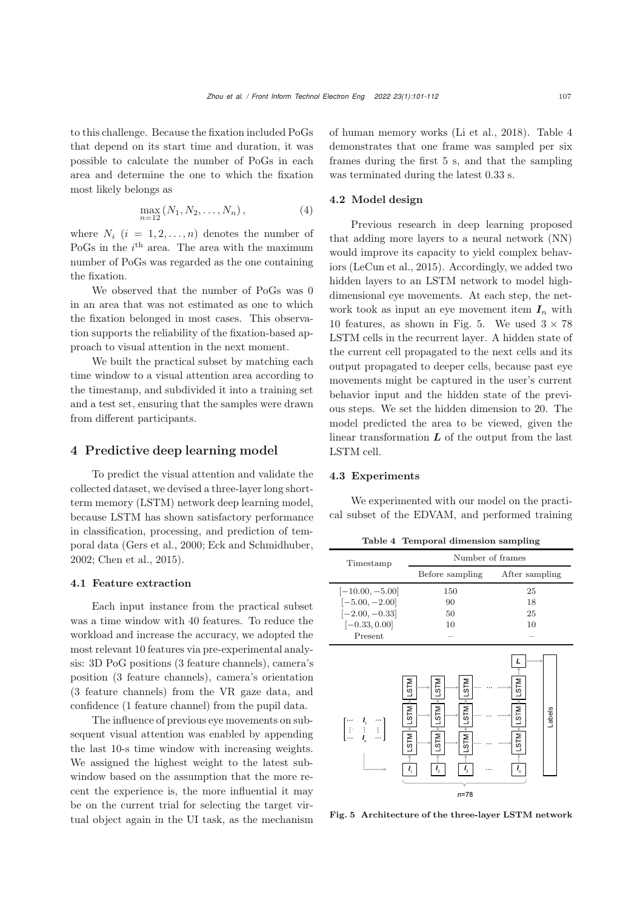to this challenge. Because the fixation included PoGs that depend on its start time and duration, it was possible to calculate the number of PoGs in each area and determine the one to which the fixation most likely belongs as

$$\max_{n=12}(N_1, N_2, \ldots, N_n), \tag{4}$$

where $N_i$ ($i = 1, 2, \ldots, n$) denotes the number of PoGs in the $i^{\text{th}}$ area. The area with the maximum number of PoGs was regarded as the one containing the fixation.

We observed that the number of PoGs was 0 in an area that was not estimated as one to which the fixation belonged in most cases. This observation supports the reliability of the fixation-based approach to visual attention in the next moment.

We built the practical subset by matching each time window to a visual attention area according to the timestamp, and subdivided it into a training set and a test set, ensuring that the samples were drawn from different participants.

## 4 Predictive deep learning model

To predict the visual attention and validate the collected dataset, we devised a three-layer long short-term memory (LSTM) network deep learning model, because LSTM has shown satisfactory performance in classification, processing, and prediction of temporal data (Gers et al., 2000; Eck and Schmidhuber, 2002; Chen et al., 2015).

### 4.1 Feature extraction

Each input instance from the practical subset was a time window with 40 features. To reduce the workload and increase the accuracy, we adopted the most relevant 10 features via pre-experimental analysis: 3D PoG positions (3 feature channels), camera's position (3 feature channels), camera's orientation (3 feature channels) from the VR gaze data, and confidence (1 feature channel) from the pupil data.

The influence of previous eye movements on subsequent visual attention was enabled by appending the last 10-s time window with increasing weights. We assigned the highest weight to the latest sub-window based on the assumption that the more recent the experience is, the more influential it may be on the current trial for selecting the target virtual object again in the UI task, as the mechanism of human memory works (Li et al., 2018). Table 4 demonstrates that one frame was sampled per six frames during the first 5 s, and that the sampling was terminated during the latest 0.33 s.

**Table 4 Temporal dimension sampling**

| Timestamp | Number of frames | |
|---|---|---|
| | Before sampling | After sampling |
| $[-10.00, -5.00]$ | 150 | 25 |
| $[-5.00, -2.00]$ | 90 | 18 |
| $[-2.00, -0.33]$ | 50 | 25 |
| $[-0.33, 0.00]$ | 10 | 10 |
| Present | – | – |

### 4.2 Model design

Previous research in deep learning proposed that adding more layers to a neural network (NN) would improve its capacity to yield complex behaviors (LeCun et al., 2015). Accordingly, we added two hidden layers to an LSTM network to model high-dimensional eye movements. At each step, the network took as input an eye movement item $\boldsymbol{I}_n$ with 10 features, as shown in Fig. 5. We used $3 \times 78$ LSTM cells in the recurrent layer. A hidden state of the current cell propagated to the next cells and its output propagated to deeper cells, because past eye movements might be captured in the user's current behavior input and the hidden state of the previous steps. We set the hidden dimension to 20. The model predicted the area to be viewed, given the linear transformation $\boldsymbol{L}$ of the output from the last LSTM cell.

**Fig. 5 Architecture of the three-layer LSTM network**

### 4.3 Experiments

We experimented with our model on the practical subset of the EDVAM, and performed training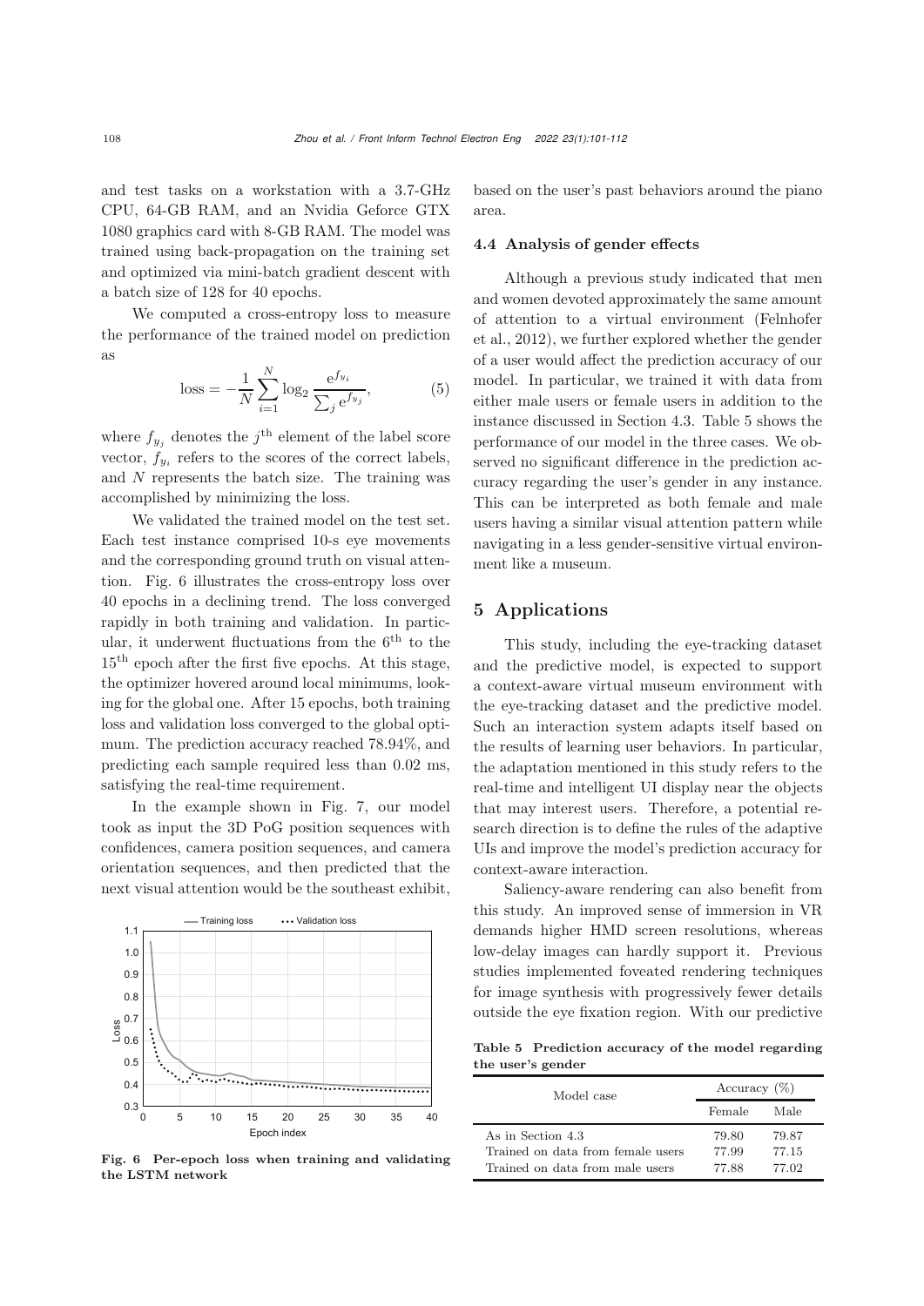and test tasks on a workstation with a 3.7-GHz CPU, 64-GB RAM, and an Nvidia Geforce GTX 1080 graphics card with 8-GB RAM. The model was trained using back-propagation on the training set and optimized via mini-batch gradient descent with a batch size of 128 for 40 epochs.

We computed a cross-entropy loss to measure the performance of the trained model on prediction as

$$\text{loss} = -\frac{1}{N}\sum_{i=1}^{N}\log_2 \frac{\mathrm{e}^{f_{y_i}}}{\sum_j \mathrm{e}^{f_{y_j}}}, \tag{5}$$

where $f_{y_j}$ denotes the $j^{\text{th}}$ element of the label score vector, $f_{y_i}$ refers to the scores of the correct labels, and $N$ represents the batch size. The training was accomplished by minimizing the loss.

We validated the trained model on the test set. Each test instance comprised 10-s eye movements and the corresponding ground truth on visual attention. Fig. 6 illustrates the cross-entropy loss over 40 epochs in a declining trend. The loss converged rapidly in both training and validation. In particular, it underwent fluctuations from the $6^{\text{th}}$ to the $15^{\text{th}}$ epoch after the first five epochs. At this stage, the optimizer hovered around local minimums, looking for the global one. After 15 epochs, both training loss and validation loss converged to the global optimum. The prediction accuracy reached 78.94%, and predicting each sample required less than 0.02 ms, satisfying the real-time requirement.

In the example shown in Fig. 7, our model took as input the 3D PoG position sequences with confidences, camera position sequences, and camera orientation sequences, and then predicted that the next visual attention would be the southeast exhibit, based on the user's past behaviors around the piano area.

**Fig. 6 Per-epoch loss when training and validating the LSTM network**

### 4.4 Analysis of gender effects

Although a previous study indicated that men and women devoted approximately the same amount of attention to a virtual environment (Felnhofer et al., 2012), we further explored whether the gender of a user would affect the prediction accuracy of our model. In particular, we trained it with data from either male users or female users in addition to the instance discussed in Section 4.3. Table 5 shows the performance of our model in the three cases. We observed no significant difference in the prediction accuracy regarding the user's gender in any instance. This can be interpreted as both female and male users having a similar visual attention pattern while navigating in a less gender-sensitive virtual environment like a museum.

## 5 Applications

This study, including the eye-tracking dataset and the predictive model, is expected to support a context-aware virtual museum environment with the eye-tracking dataset and the predictive model. Such an interaction system adapts itself based on the results of learning user behaviors. In particular, the adaptation mentioned in this study refers to the real-time and intelligent UI display near the objects that may interest users. Therefore, a potential research direction is to define the rules of the adaptive UIs and improve the model's prediction accuracy for context-aware interaction.

Saliency-aware rendering can also benefit from this study. An improved sense of immersion in VR demands higher HMD screen resolutions, whereas low-delay images can hardly support it. Previous studies implemented foveated rendering techniques for image synthesis with progressively fewer details outside the eye fixation region. With our predictive

**Table 5 Prediction accuracy of the model regarding the user's gender**

| Model case | Accuracy (%) | |
|---|---|---|
| | Female | Male |
| As in Section 4.3 | 79.80 | 79.87 |
| Trained on data from female users | 77.99 | 77.15 |
| Trained on data from male users | 77.88 | 77.02 |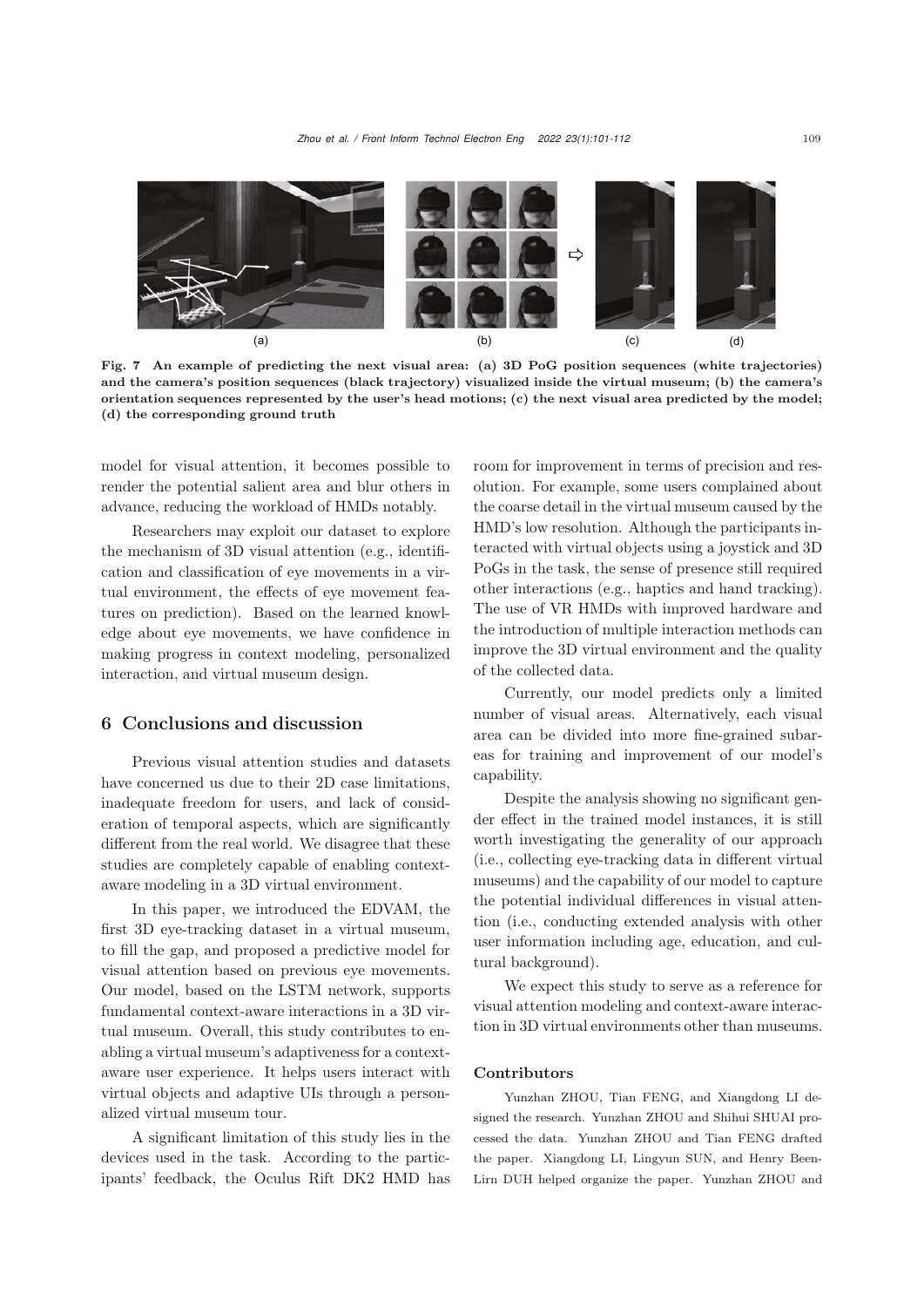Fig. 7 An example of predicting the next visual area: (a) 3D PoG position sequences (white trajectories) and the camera's position sequences (black trajectory) visualized inside the virtual museum; (b) the camera's orientation sequences represented by the user's head motions; (c) the next visual area predicted by the model; (d) the corresponding ground truth

model for visual attention, it becomes possible to render the potential salient area and blur others in advance, reducing the workload of HMDs notably.

Researchers may exploit our dataset to explore the mechanism of 3D visual attention (e.g., identification and classification of eye movements in a virtual environment, the effects of eye movement features on prediction). Based on the learned knowledge about eye movements, we have confidence in making progress in context modeling, personalized interaction, and virtual museum design.

## 6 Conclusions and discussion

Previous visual attention studies and datasets have concerned us due to their 2D case limitations, inadequate freedom for users, and lack of consideration of temporal aspects, which are significantly different from the real world. We disagree that these studies are completely capable of enabling context-aware modeling in a 3D virtual environment.

In this paper, we introduced the EDVAM, the first 3D eye-tracking dataset in a virtual museum, to fill the gap, and proposed a predictive model for visual attention based on previous eye movements. Our model, based on the LSTM network, supports fundamental context-aware interactions in a 3D virtual museum. Overall, this study contributes to enabling a virtual museum's adaptiveness for a context-aware user experience. It helps users interact with virtual objects and adaptive UIs through a personalized virtual museum tour.

A significant limitation of this study lies in the devices used in the task. According to the participants' feedback, the Oculus Rift DK2 HMD has room for improvement in terms of precision and resolution. For example, some users complained about the coarse detail in the virtual museum caused by the HMD's low resolution. Although the participants interacted with virtual objects using a joystick and 3D PoGs in the task, the sense of presence still required other interactions (e.g., haptics and hand tracking). The use of VR HMDs with improved hardware and the introduction of multiple interaction methods can improve the 3D virtual environment and the quality of the collected data.

Currently, our model predicts only a limited number of visual areas. Alternatively, each visual area can be divided into more fine-grained subareas for training and improvement of our model's capability.

Despite the analysis showing no significant gender effect in the trained model instances, it is still worth investigating the generality of our approach (i.e., collecting eye-tracking data in different virtual museums) and the capability of our model to capture the potential individual differences in visual attention (i.e., conducting extended analysis with other user information including age, education, and cultural background).

We expect this study to serve as a reference for visual attention modeling and context-aware interaction in 3D virtual environments other than museums.

### Contributors

Yunzhan ZHOU, Tian FENG, and Xiangdong LI designed the research. Yunzhan ZHOU and Shihui SHUAI processed the data. Yunzhan ZHOU and Tian FENG drafted the paper. Xiangdong LI, Lingyun SUN, and Henry Been-Lirn DUH helped organize the paper. Yunzhan ZHOU and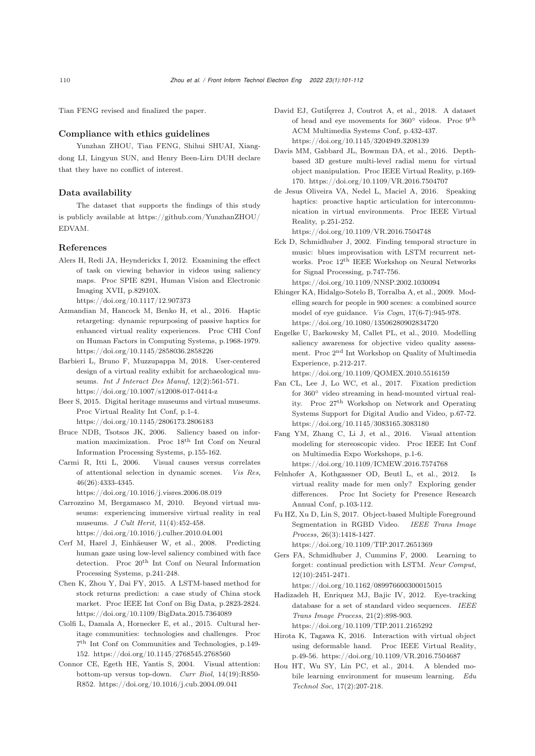Tian FENG revised and finalized the paper.

## Compliance with ethics guidelines

Yunzhan ZHOU, Tian FENG, Shihui SHUAI, Xiangdong LI, Lingyun SUN, and Henry Been-Lirn DUH declare that they have no conflict of interest.

## Data availability

The dataset that supports the findings of this study is publicly available at https://github.com/YunzhanZHOU/EDVAM.

## References

Alers H, Redi JA, Heynderickx I, 2012. Examining the effect of task on viewing behavior in videos using saliency maps. Proc SPIE 8291, Human Vision and Electronic Imaging XVII, p.82910X. https://doi.org/10.1117/12.907373

Azmandian M, Hancock M, Benko H, et al., 2016. Haptic retargeting: dynamic repurposing of passive haptics for enhanced virtual reality experiences. Proc CHI Conf on Human Factors in Computing Systems, p.1968-1979. https://doi.org/10.1145/2858036.2858226

Barbieri L, Bruno F, Muzzupappa M, 2018. User-centered design of a virtual reality exhibit for archaeological museums. *Int J Interact Des Manuf*, 12(2):561-571. https://doi.org/10.1007/s12008-017-0414-z

Beer S, 2015. Digital heritage museums and virtual museums. Proc Virtual Reality Int Conf, p.1-4. https://doi.org/10.1145/2806173.2806183

Bruce NDB, Tsotsos JK, 2006. Saliency based on information maximization. Proc 18th Int Conf on Neural Information Processing Systems, p.155-162.

Carmi R, Itti L, 2006. Visual causes versus correlates of attentional selection in dynamic scenes. *Vis Res*, 46(26):4333-4345. https://doi.org/10.1016/j.visres.2006.08.019

Carrozzino M, Bergamasco M, 2010. Beyond virtual museums: experiencing immersive virtual reality in real museums. *J Cult Herit*, 11(4):452-458. https://doi.org/10.1016/j.culher.2010.04.001

Cerf M, Harel J, Einhäeuser W, et al., 2008. Predicting human gaze using low-level saliency combined with face detection. Proc 20th Int Conf on Neural Information Processing Systems, p.241-248.

Chen K, Zhou Y, Dai FY, 2015. A LSTM-based method for stock returns prediction: a case study of China stock market. Proc IEEE Int Conf on Big Data, p.2823-2824. https://doi.org/10.1109/BigData.2015.7364089

Ciolfi L, Damala A, Hornecker E, et al., 2015. Cultural heritage communities: technologies and challenges. Proc 7th Int Conf on Communities and Technologies, p.149-152. https://doi.org/10.1145/2768545.2768560

Connor CE, Egeth HE, Yantis S, 2004. Visual attention: bottom-up versus top-down. *Curr Biol*, 14(19):R850-R852. https://doi.org/10.1016/j.cub.2004.09.041

David EJ, Gutiĺerrez J, Coutrot A, et al., 2018. A dataset of head and eye movements for 360° videos. Proc 9th ACM Multimedia Systems Conf, p.432-437. https://doi.org/10.1145/3204949.3208139

Davis MM, Gabbard JL, Bowman DA, et al., 2016. Depth-based 3D gesture multi-level radial menu for virtual object manipulation. Proc IEEE Virtual Reality, p.169-170. https://doi.org/10.1109/VR.2016.7504707

de Jesus Oliveira VA, Nedel L, Maciel A, 2016. Speaking haptics: proactive haptic articulation for intercommunication in virtual environments. Proc IEEE Virtual Reality, p.251-252. https://doi.org/10.1109/VR.2016.7504748

Eck D, Schmidhuber J, 2002. Finding temporal structure in music: blues improvisation with LSTM recurrent networks. Proc 12th IEEE Workshop on Neural Networks for Signal Processing, p.747-756. https://doi.org/10.1109/NNSP.2002.1030094

Ehinger KA, Hidalgo-Sotelo B, Torralba A, et al., 2009. Modelling search for people in 900 scenes: a combined source model of eye guidance. *Vis Cogn*, 17(6-7):945-978. https://doi.org/10.1080/13506280902834720

Engelke U, Barkowsky M, Callet PL, et al., 2010. Modelling saliency awareness for objective video quality assessment. Proc 2nd Int Workshop on Quality of Multimedia Experience, p.212-217. https://doi.org/10.1109/QOMEX.2010.5516159

Fan CL, Lee J, Lo WC, et al., 2017. Fixation prediction for 360° video streaming in head-mounted virtual reality. Proc 27th Workshop on Network and Operating Systems Support for Digital Audio and Video, p.67-72. https://doi.org/10.1145/3083165.3083180

Fang YM, Zhang C, Li J, et al., 2016. Visual attention modeling for stereoscopic video. Proc IEEE Int Conf on Multimedia Expo Workshops, p.1-6. https://doi.org/10.1109/ICMEW.2016.7574768

Felnhofer A, Kothgassner OD, Beutl L, et al., 2012. Is virtual reality made for men only? Exploring gender differences. Proc Int Society for Presence Research Annual Conf, p.103-112.

Fu HZ, Xu D, Lin S, 2017. Object-based Multiple Foreground Segmentation in RGBD Video. *IEEE Trans Image Process*, 26(3):1418-1427. https://doi.org/10.1109/TIP.2017.2651369

Gers FA, Schmidhuber J, Cummins F, 2000. Learning to forget: continual prediction with LSTM. *Neur Comput*, 12(10):2451-2471. https://doi.org/10.1162/089976600300015015

Hadizadeh H, Enriquez MJ, Bajic IV, 2012. Eye-tracking database for a set of standard video sequences. *IEEE Trans Image Process*, 21(2):898-903. https://doi.org/10.1109/TIP.2011.2165292

Hirota K, Tagawa K, 2016. Interaction with virtual object using deformable hand. Proc IEEE Virtual Reality, p.49-56. https://doi.org/10.1109/VR.2016.7504687

Hou HT, Wu SY, Lin PC, et al., 2014. A blended mobile learning environment for museum learning. *Edu Technol Soc*, 17(2):207-218.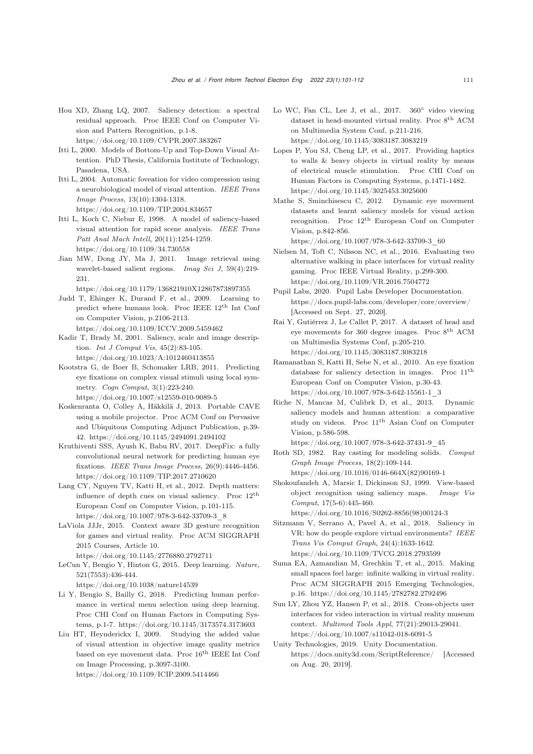Hou XD, Zhang LQ, 2007. Saliency detection: a spectral residual approach. Proc IEEE Conf on Computer Vision and Pattern Recognition, p.1-8. https://doi.org/10.1109/CVPR.2007.383267

Itti L, 2000. Models of Bottom-Up and Top-Down Visual Attention. PhD Thesis, California Institute of Technology, Pasadena, USA.

Itti L, 2004. Automatic foveation for video compression using a neurobiological model of visual attention. *IEEE Trans Image Process*, 13(10):1304-1318. https://doi.org/10.1109/TIP.2004.834657

Itti L, Koch C, Niebur E, 1998. A model of saliency-based visual attention for rapid scene analysis. *IEEE Trans Patt Anal Mach Intell*, 20(11):1254-1259. https://doi.org/10.1109/34.730558

Jian MW, Dong JY, Ma J, 2011. Image retrieval using wavelet-based salient regions. *Imag Sci J*, 59(4):219-231. https://doi.org/10.1179/136821910X12867873897355

Judd T, Ehinger K, Durand F, et al., 2009. Learning to predict where humans look. Proc IEEE 12th Int Conf on Computer Vision, p.2106-2113. https://doi.org/10.1109/ICCV.2009.5459462

Kadir T, Brady M, 2001. Saliency, scale and image description. *Int J Comput Vis*, 45(2):83-105. https://doi.org/10.1023/A:1012460413855

Kootstra G, de Boer B, Schomaker LRB, 2011. Predicting eye fixations on complex visual stimuli using local symmetry. *Cogn Comput*, 3(1):223-240. https://doi.org/10.1007/s12559-010-9089-5

Koskenranta O, Colley A, Häkkilä J, 2013. Portable CAVE using a mobile projector. Proc ACM Conf on Pervasive and Ubiquitous Computing Adjunct Publication, p.39-42. https://doi.org/10.1145/2494091.2494102

Kruthiventi SSS, Ayush K, Babu RV, 2017. DeepFix: a fully convolutional neural network for predicting human eye fixations. *IEEE Trans Image Process*, 26(9):4446-4456. https://doi.org/10.1109/TIP.2017.2710620

Lang CY, Nguyen TV, Katti H, et al., 2012. Depth matters: influence of depth cues on visual saliency. Proc 12th European Conf on Computer Vision, p.101-115. https://doi.org/10.1007/978-3-642-33709-3_8

LaViola JJJr, 2015. Context aware 3D gesture recognition for games and virtual reality. Proc ACM SIGGRAPH 2015 Courses, Article 10. https://doi.org/10.1145/2776880.2792711

LeCun Y, Bengio Y, Hinton G, 2015. Deep learning. *Nature*, 521(7553):436-444. https://doi.org/10.1038/nature14539

Li Y, Bengio S, Bailly G, 2018. Predicting human performance in vertical menu selection using deep learning. Proc CHI Conf on Human Factors in Computing Systems, p.1-7. https://doi.org/10.1145/3173574.3173603

Liu HT, Heynderickx I, 2009. Studying the added value of visual attention in objective image quality metrics based on eye movement data. Proc 16th IEEE Int Conf on Image Processing, p.3097-3100. https://doi.org/10.1109/ICIP.2009.5414466

Lo WC, Fan CL, Lee J, et al., 2017. 360° video viewing dataset in head-mounted virtual reality. Proc 8th ACM on Multimedia System Conf, p.211-216. https://doi.org/10.1145/3083187.3083219

Lopes P, You SJ, Cheng LP, et al., 2017. Providing haptics to walls & heavy objects in virtual reality by means of electrical muscle stimulation. Proc CHI Conf on Human Factors in Computing Systems, p.1471-1482. https://doi.org/10.1145/3025453.3025600

Mathe S, Sminchisescu C, 2012. Dynamic eye movement datasets and learnt saliency models for visual action recognition. Proc 12th European Conf on Computer Vision, p.842-856. https://doi.org/10.1007/978-3-642-33709-3_60

Nielsen M, Toft C, Nilsson NC, et al., 2016. Evaluating two alternative walking in place interfaces for virtual reality gaming. Proc IEEE Virtual Reality, p.299-300. https://doi.org/10.1109/VR.2016.7504772

Pupil Labs, 2020. Pupil Labs Developer Documentation. https://docs.pupil-labs.com/developer/core/overview/ [Accessed on Sept. 27, 2020].

Rai Y, Gutiérrez J, Le Callet P, 2017. A dataset of head and eye movements for 360 degree images. Proc 8th ACM on Multimedia Systems Conf, p.205-210. https://doi.org/10.1145/3083187.3083218

Ramanathan S, Katti H, Sebe N, et al., 2010. An eye fixation database for saliency detection in images. Proc 11th European Conf on Computer Vision, p.30-43. https://doi.org/10.1007/978-3-642-15561-1_3

Riche N, Mancas M, Culibrk D, et al., 2013. Dynamic saliency models and human attention: a comparative study on videos. Proc 11th Asian Conf on Computer Vision, p.586-598. https://doi.org/10.1007/978-3-642-37431-9_45

Roth SD, 1982. Ray casting for modeling solids. *Comput Graph Image Process*, 18(2):109-144. https://doi.org/10.1016/0146-664X(82)90169-1

Shokoufandeh A, Marsic I, Dickinson SJ, 1999. View-based object recognition using saliency maps. *Image Vis Comput*, 17(5-6):445-460. https://doi.org/10.1016/S0262-8856(98)00124-3

Sitzmann V, Serrano A, Pavel A, et al., 2018. Saliency in VR: how do people explore virtual environments? *IEEE Trans Vis Comput Graph*, 24(4):1633-1642. https://doi.org/10.1109/TVCG.2018.2793599

Suma EA, Azmandian M, Grechkin T, et al., 2015. Making small spaces feel large: infinite walking in virtual reality. Proc ACM SIGGRAPH 2015 Emerging Technologies, p.16. https://doi.org/10.1145/2782782.2792496

Sun LY, Zhou YZ, Hansen P, et al., 2018. Cross-objects user interfaces for video interaction in virtual reality museum context. *Multimed Tools Appl*, 77(21):29013-29041. https://doi.org/10.1007/s11042-018-6091-5

Unity Technologies, 2019. Unity Documentation. https://docs.unity3d.com/ScriptReference/ [Accessed on Aug. 20, 2019].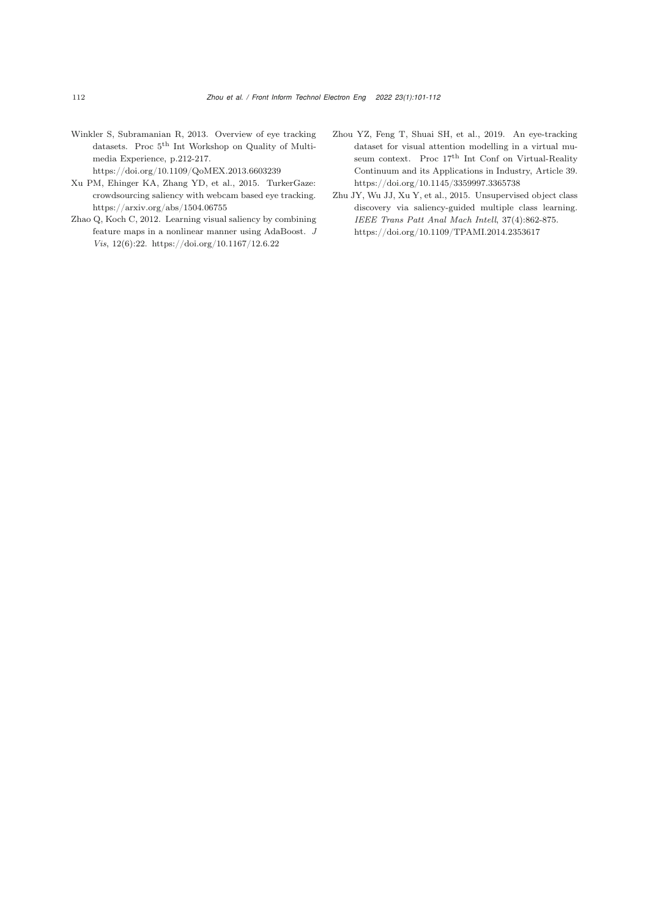Winkler S, Subramanian R, 2013. Overview of eye tracking datasets. Proc 5th Int Workshop on Quality of Multimedia Experience, p.212-217. https://doi.org/10.1109/QoMEX.2013.6603239

Xu PM, Ehinger KA, Zhang YD, et al., 2015. TurkerGaze: crowdsourcing saliency with webcam based eye tracking. https://arxiv.org/abs/1504.06755

Zhao Q, Koch C, 2012. Learning visual saliency by combining feature maps in a nonlinear manner using AdaBoost. *J Vis*, 12(6):22. https://doi.org/10.1167/12.6.22

Zhou YZ, Feng T, Shuai SH, et al., 2019. An eye-tracking dataset for visual attention modelling in a virtual museum context. Proc 17th Int Conf on Virtual-Reality Continuum and its Applications in Industry, Article 39. https://doi.org/10.1145/3359997.3365738

Zhu JY, Wu JJ, Xu Y, et al., 2015. Unsupervised object class discovery via saliency-guided multiple class learning. *IEEE Trans Patt Anal Mach Intell*, 37(4):862-875. https://doi.org/10.1109/TPAMI.2014.2353617